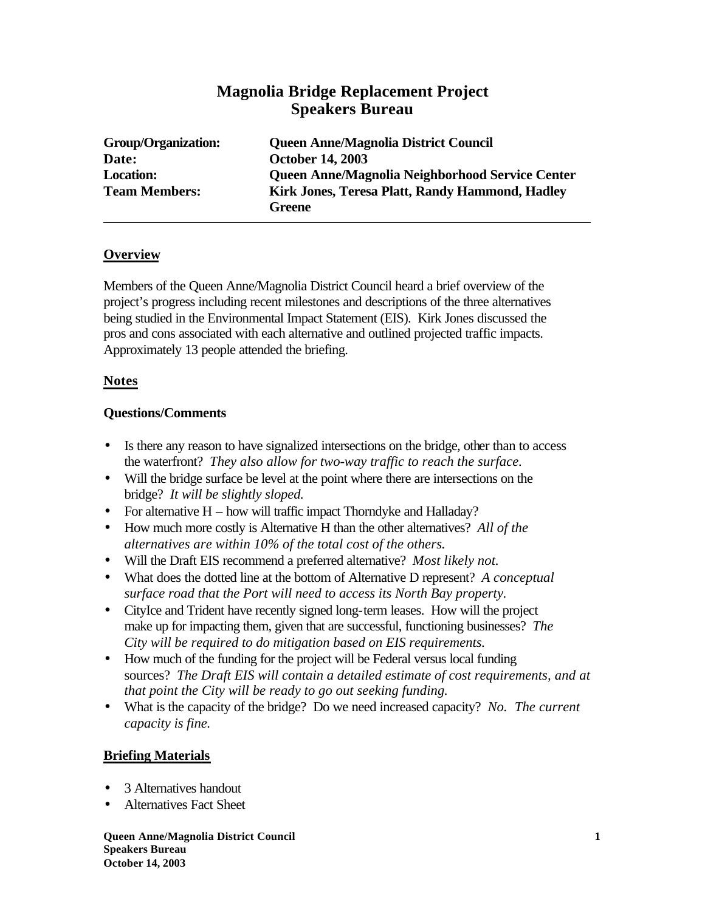# Magnolia Bridge Replacement Project
## Speakers Bureau

**Group/Organization:** **Queen Anne/Magnolia District Council**
**Date:** **October 14, 2003**
**Location:** **Queen Anne/Magnolia Neighborhood Service Center**
**Team Members:** **Kirk Jones, Teresa Platt, Randy Hammond, Hadley Greene**

---

## Overview

Members of the Queen Anne/Magnolia District Council heard a brief overview of the project's progress including recent milestones and descriptions of the three alternatives being studied in the Environmental Impact Statement (EIS). Kirk Jones discussed the pros and cons associated with each alternative and outlined projected traffic impacts. Approximately 13 people attended the briefing.

## Notes

### Questions/Comments

- Is there any reason to have signalized intersections on the bridge, other than to access the waterfront? *They also allow for two-way traffic to reach the surface.*
- Will the bridge surface be level at the point where there are intersections on the bridge? *It will be slightly sloped.*
- For alternative H – how will traffic impact Thorndyke and Halladay?
- How much more costly is Alternative H than the other alternatives? *All of the alternatives are within 10% of the total cost of the others.*
- Will the Draft EIS recommend a preferred alternative? *Most likely not.*
- What does the dotted line at the bottom of Alternative D represent? *A conceptual surface road that the Port will need to access its North Bay property.*
- CityIce and Trident have recently signed long-term leases. How will the project make up for impacting them, given that are successful, functioning businesses? *The City will be required to do mitigation based on EIS requirements.*
- How much of the funding for the project will be Federal versus local funding sources? *The Draft EIS will contain a detailed estimate of cost requirements, and at that point the City will be ready to go out seeking funding.*
- What is the capacity of the bridge? Do we need increased capacity? *No. The current capacity is fine.*

## Briefing Materials

- 3 Alternatives handout
- Alternatives Fact Sheet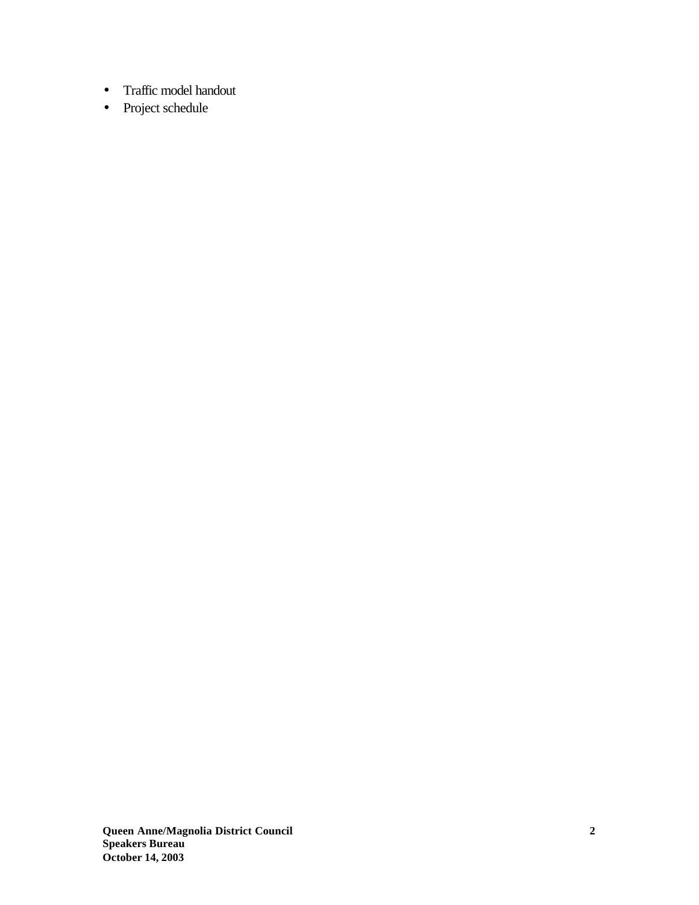- Traffic model handout
- Project schedule